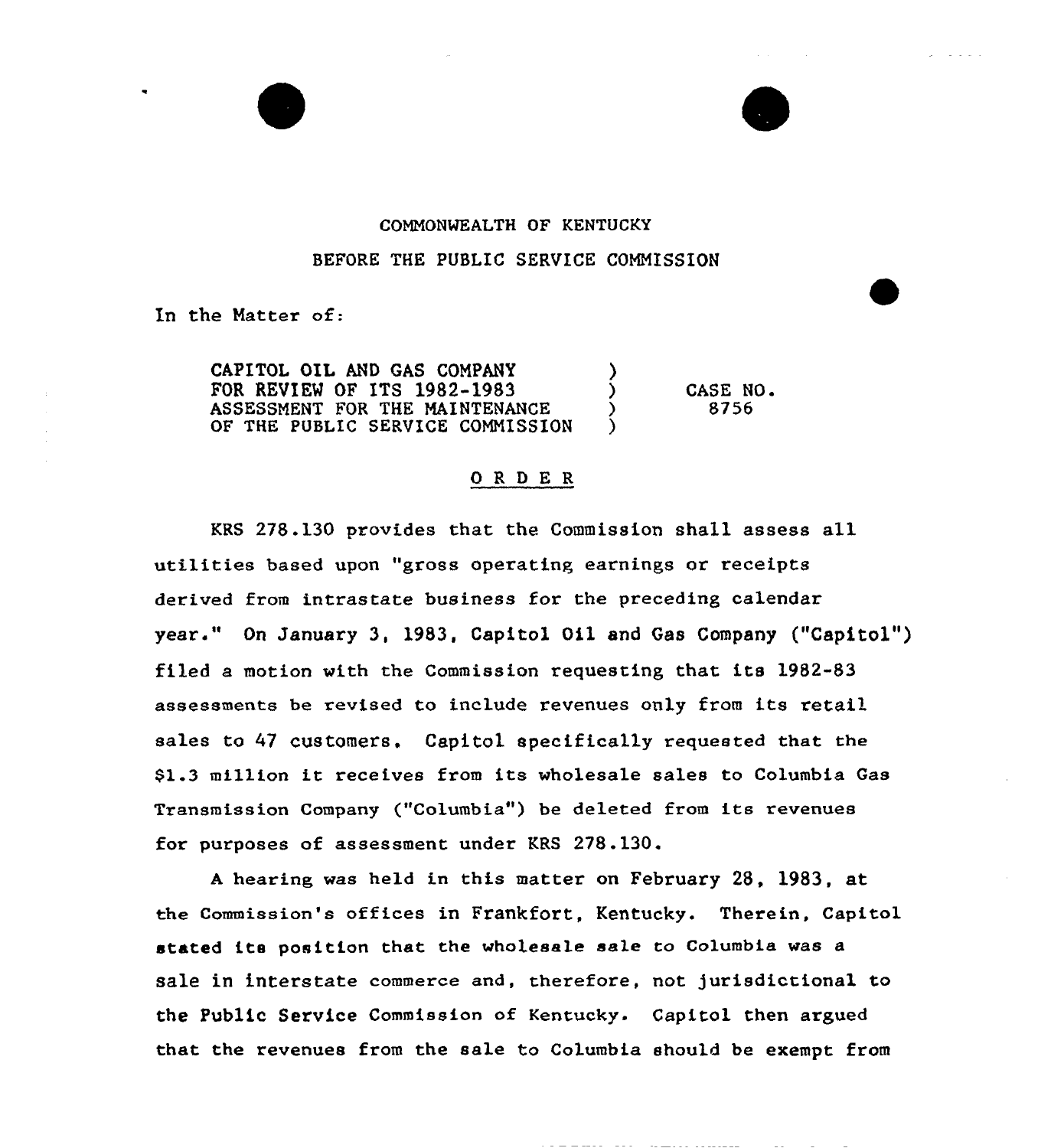COMMONWEALTH OF KENTUCKY

BEFORE THE PUBLIC SERVICE COMMISSION

In the Matter of:

| | | |
|---|---|---|
| CAPITOL OIL AND GAS COMPANY FOR REVIEW OF ITS 1982-1983 ASSESSMENT FOR THE MAINTENANCE OF THE PUBLIC SERVICE COMMISSION | ) ) ) ) | CASE NO. 8756 |

## O R D E R

KRS 278.130 provides that the Commission shall assess all utilities based upon "gross operating earnings or receipts derived from intrastate business for the preceding calendar year." On January 3, 1983, Capitol Oil and Gas Company ("Capitol") filed a motion with the Commission requesting that its 1982-83 assessments be revised to include revenues only from its retail sales to 47 customers. Capitol specifically requested that the $1.3 million it receives from its wholesale sales to Columbia Gas Transmission Company ("Columbia") be deleted from its revenues for purposes of assessment under KRS 278.130.

A hearing was held in this matter on February 28, 1983, at the Commission's offices in Frankfort, Kentucky. Therein, Capitol stated its position that the wholesale sale to Columbia was a sale in interstate commerce and, therefore, not jurisdictional to the Public Service Commission of Kentucky. Capitol then argued that the revenues from the sale to Columbia should be exempt from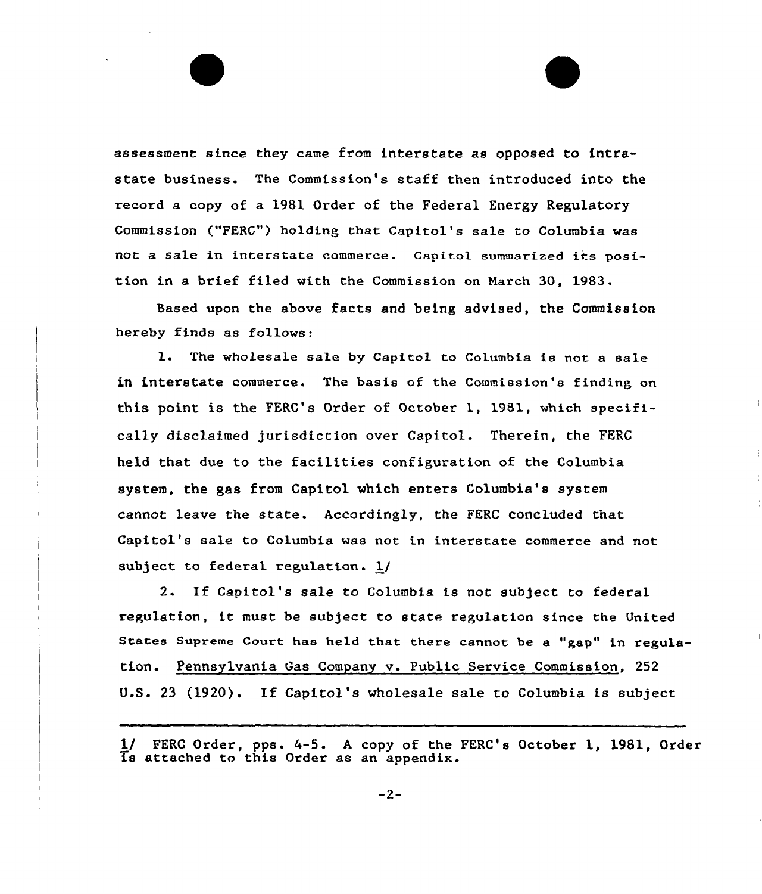assessment since they came from interstate as opposed to intrastate business. The Commission's staff then introduced into the record a copy of a 1981 Order of the Federal Energy Regulatory Commission ("FERC") holding that Capitol's sale to Columbia was not a sale in interstate commerce. Capitol summarized its position in a brief filed with the Commission on March 30, 1983.

Based upon the above facts and being advised, the Commission hereby finds as follows:

1. The wholesale sale by Capitol to Columbia is not a sale in interstate commerce. The basis of the Commission's finding on this point is the FERC's Order of October 1, 1981, which specifically disclaimed jurisdiction over Capitol. Therein, the FERC held that due to the facilities configuration of the Columbia system, the gas from Capitol which enters Columbia's system cannot leave the state. Accordingly, the FERC concluded that Capitol's sale to Columbia was not in interstate commerce and not subject to federal regulation. 1/

2. If Capitol's sale to Columbia is not subject to federal regulation, it must be subject to state regulation since the United States Supreme Court has held that there cannot be a "gap" in regulation. Pennsylvania Gas Company v. Public Service Commission, 252 U.S. 23 (1920). If Capitol's wholesale sale to Columbia is subject

---

1/ FERC Order, pps. 4-5. A copy of the FERC's October 1, 1981, Order is attached to this Order as an appendix.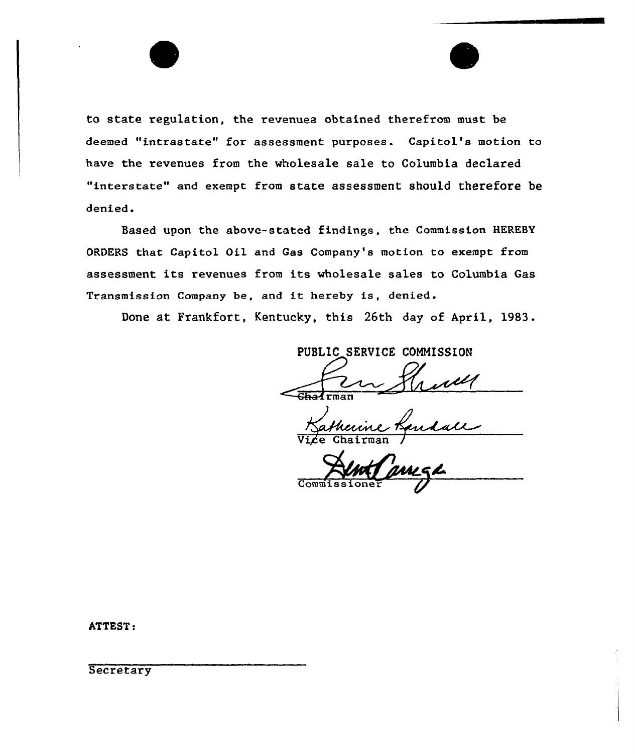to state regulation, the revenues obtained therefrom must be deemed "intrastate" for assessment purposes. Capitol's motion to have the revenues from the wholesale sale to Columbia declared "interstate" and exempt from state assessment should therefore be denied.

Based upon the above-stated findings, the Commission HEREBY ORDERS that Capitol Oil and Gas Company's motion to exempt from assessment its revenues from its wholesale sales to Columbia Gas Transmission Company be, and it hereby is, denied.

Done at Frankfort, Kentucky, this 26th day of April, 1983.

PUBLIC SERVICE COMMISSION

Chairman

Vice Chairman

Commissioner

ATTEST:

Secretary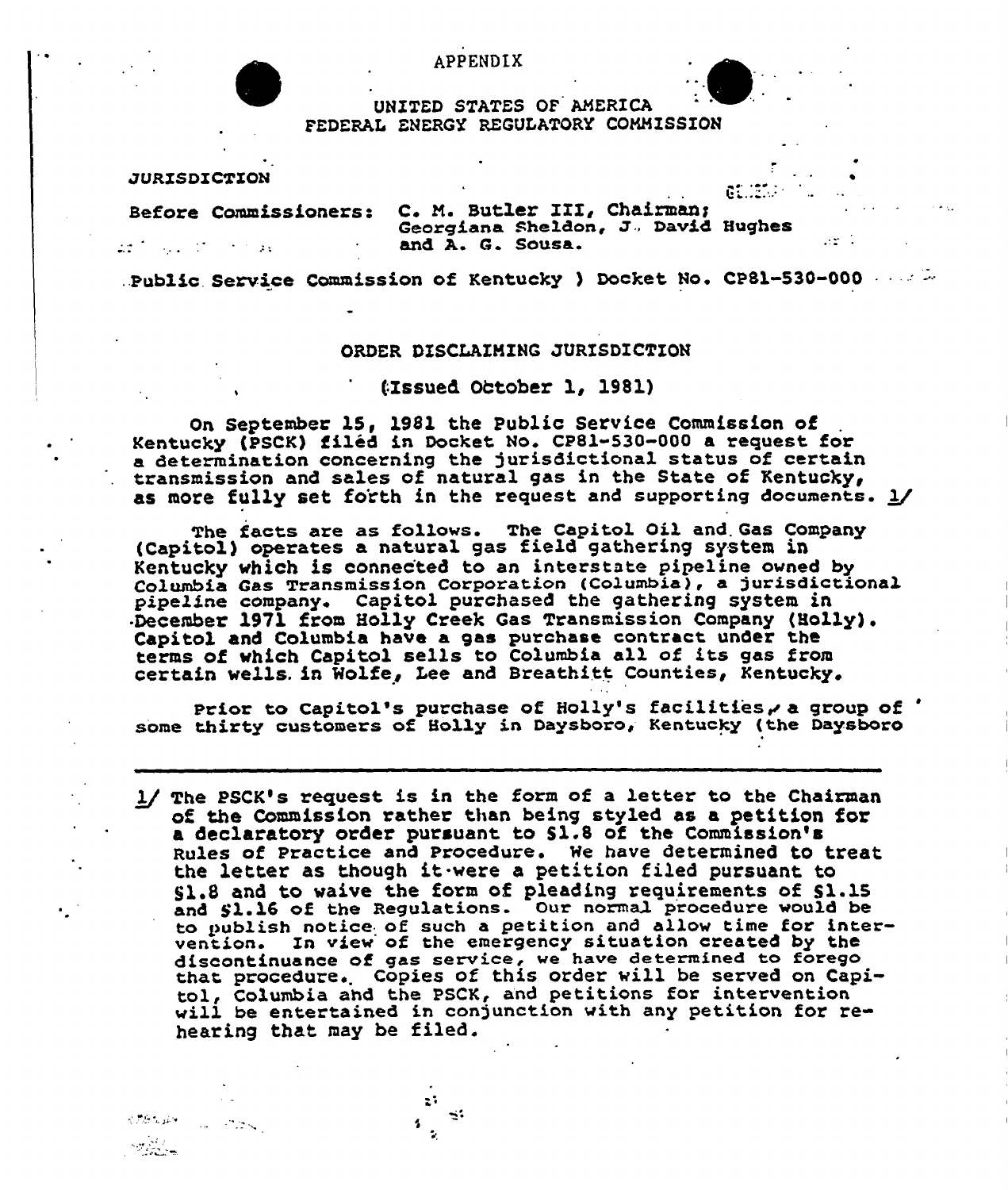APPENDIX

UNITED STATES OF AMERICA
FEDERAL ENERGY REGULATORY COMMISSION

JURISDICTION

Before Commissioners: C. M. Butler III, Chairman;
Georgiana Sheldon, J. David Hughes
and A. G. Sousa.

Public Service Commission of Kentucky ) Docket No. CP81-530-000

ORDER DISCLAIMING JURISDICTION

(Issued October 1, 1981)

On September 15, 1981 the Public Service Commission of Kentucky (PSCK) filed in Docket No. CP81-530-000 a request for a determination concerning the jurisdictional status of certain transmission and sales of natural gas in the State of Kentucky, as more fully set forth in the request and supporting documents. 1/

The facts are as follows. The Capitol Oil and Gas Company (Capitol) operates a natural gas field gathering system in Kentucky which is connected to an interstate pipeline owned by Columbia Gas Transmission Corporation (Columbia), a jurisdictional pipeline company. Capitol purchased the gathering system in December 1971 from Holly Creek Gas Transmission Company (Holly). Capitol and Columbia have a gas purchase contract under the terms of which Capitol sells to Columbia all of its gas from certain wells in Wolfe, Lee and Breathitt Counties, Kentucky.

Prior to Capitol's purchase of Holly's facilities, a group of some thirty customers of Holly in Daysboro, Kentucky (the Daysboro

---

1/ The PSCK's request is in the form of a letter to the Chairman of the Commission rather than being styled as a petition for a declaratory order pursuant to §1.8 of the Commission's Rules of Practice and Procedure. We have determined to treat the letter as though it were a petition filed pursuant to §1.8 and to waive the form of pleading requirements of §1.15 and §1.16 of the Regulations. Our normal procedure would be to publish notice of such a petition and allow time for intervention. In view of the emergency situation created by the discontinuance of gas service, we have determined to forego that procedure. Copies of this order will be served on Capitol, Columbia and the PSCK, and petitions for intervention will be entertained in conjunction with any petition for rehearing that may be filed.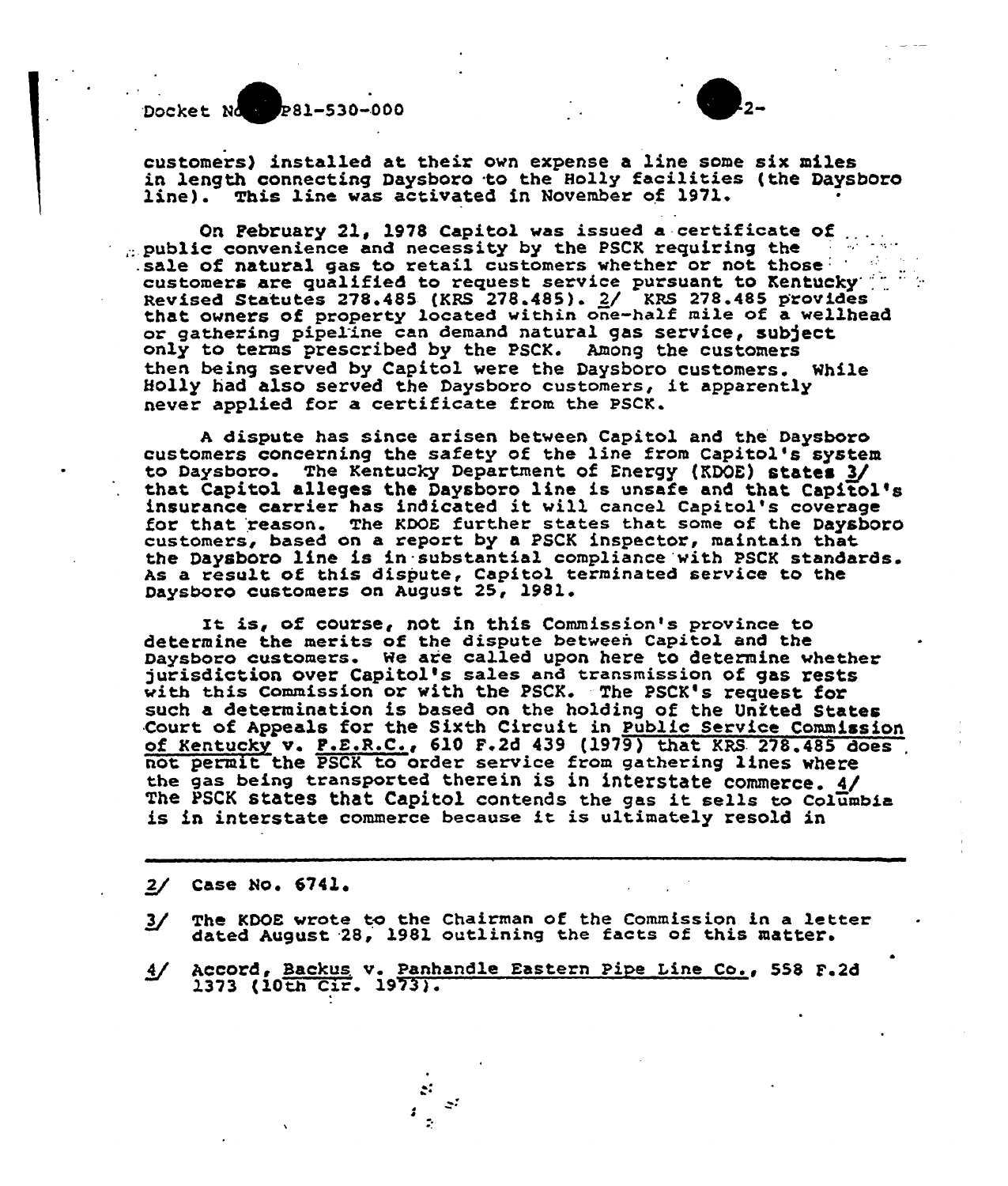customers) installed at their own expense a line some six miles in length connecting Daysboro to the Holly facilities (the Daysboro line). This line was activated in November of 1971.

On February 21, 1978 Capitol was issued a certificate of public convenience and necessity by the PSCK requiring the sale of natural gas to retail customers whether or not those customers are qualified to request service pursuant to Kentucky Revised Statutes 278.485 (KRS 278.485). 2/ KRS 278.485 provides that owners of property located within one-half mile of a wellhead or gathering pipeline can demand natural gas service, subject only to terms prescribed by the PSCK. Among the customers then being served by Capitol were the Daysboro customers. While Holly had also served the Daysboro customers, it apparently never applied for a certificate from the PSCK.

A dispute has since arisen between Capitol and the Daysboro customers concerning the safety of the line from Capitol's system to Daysboro. The Kentucky Department of Energy (KDOE) states 3/ that Capitol alleges the Daysboro line is unsafe and that Capitol's insurance carrier has indicated it will cancel Capitol's coverage for that reason. The KDOE further states that some of the Daysboro customers, based on a report by a PSCK inspector, maintain that the Daysboro line is in substantial compliance with PSCK standards. As a result of this dispute, Capitol terminated service to the Daysboro customers on August 25, 1981.

It is, of course, not in this Commission's province to determine the merits of the dispute between Capitol and the Daysboro customers. We are called upon here to determine whether jurisdiction over Capitol's sales and transmission of gas rests with this Commission or with the PSCK. The PSCK's request for such a determination is based on the holding of the United States Court of Appeals for the Sixth Circuit in Public Service Commission of Kentucky v. F.E.R.C., 610 F.2d 439 (1979) that KRS 278.485 does not permit the PSCK to order service from gathering lines where the gas being transported therein is in interstate commerce. 4/ The PSCK states that Capitol contends the gas it sells to Columbia is in interstate commerce because it is ultimately resold in

---

2/ Case No. 6741.

3/ The KDOE wrote to the Chairman of the Commission in a letter dated August 28, 1981 outlining the facts of this matter.

4/ Accord, Backus v. Panhandle Eastern Pipe Line Co., 558 F.2d 1373 (10th Cir. 1973).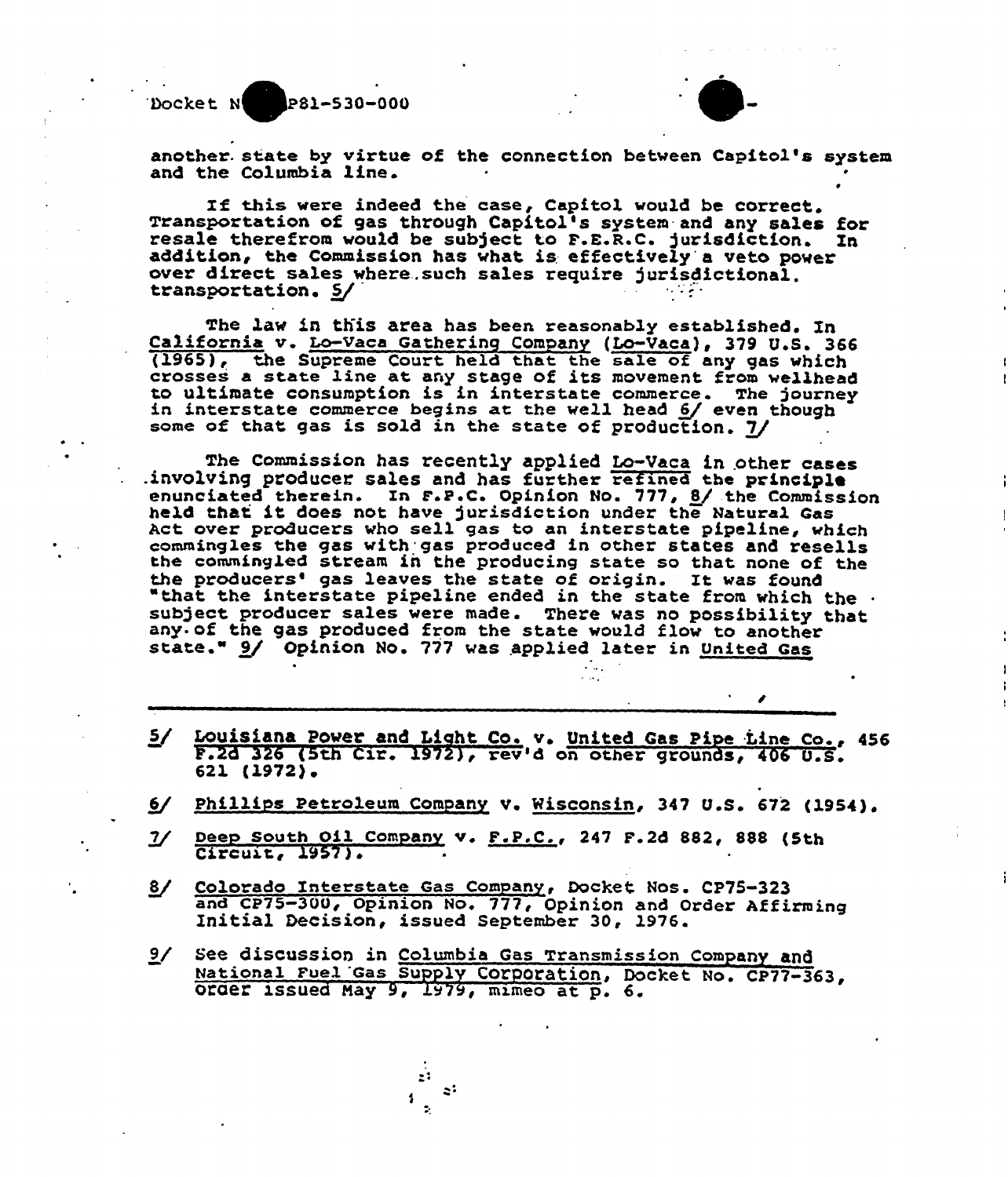another state by virtue of the connection between Capitol's system and the Columbia line.

If this were indeed the case, Capitol would be correct. Transportation of gas through Capitol's system and any sales for resale therefrom would be subject to F.E.R.C. jurisdiction. In addition, the Commission has what is effectively a veto power over direct sales where such sales require jurisdictional transportation. 5/

The law in this area has been reasonably established. In California v. Lo-Vaca Gathering Company (Lo-Vaca), 379 U.S. 366 (1965), the Supreme Court held that the sale of any gas which crosses a state line at any stage of its movement from wellhead to ultimate consumption is in interstate commerce. The journey in interstate commerce begins at the well head 6/ even though some of that gas is sold in the state of production. 7/

The Commission has recently applied Lo-Vaca in other cases involving producer sales and has further refined the principle enunciated therein. In F.P.C. Opinion No. 777, 8/ the Commission held that it does not have jurisdiction under the Natural Gas Act over producers who sell gas to an interstate pipeline, which commingles the gas with gas produced in other states and resells the commingled stream in the producing state so that none of the the producers' gas leaves the state of origin. It was found "that the interstate pipeline ended in the state from which the subject producer sales were made. There was no possibility that any of the gas produced from the state would flow to another state." 9/ Opinion No. 777 was applied later in United Gas

---

5/ Louisiana Power and Light Co. v. United Gas Pipe Line Co., 456 F.2d 326 (5th Cir. 1972), rev'd on other grounds, 406 U.S. 621 (1972).

6/ Phillips Petroleum Company v. Wisconsin, 347 U.S. 672 (1954).

7/ Deep South Oil Company v. F.P.C., 247 F.2d 882, 888 (5th Circuit, 1957).

8/ Colorado Interstate Gas Company, Docket Nos. CP75-323 and CP75-300, Opinion No. 777, Opinion and Order Affirming Initial Decision, issued September 30, 1976.

9/ See discussion in Columbia Gas Transmission Company and National Fuel Gas Supply Corporation, Docket No. CP77-363, order issued May 9, 1979, mimeo at p. 6.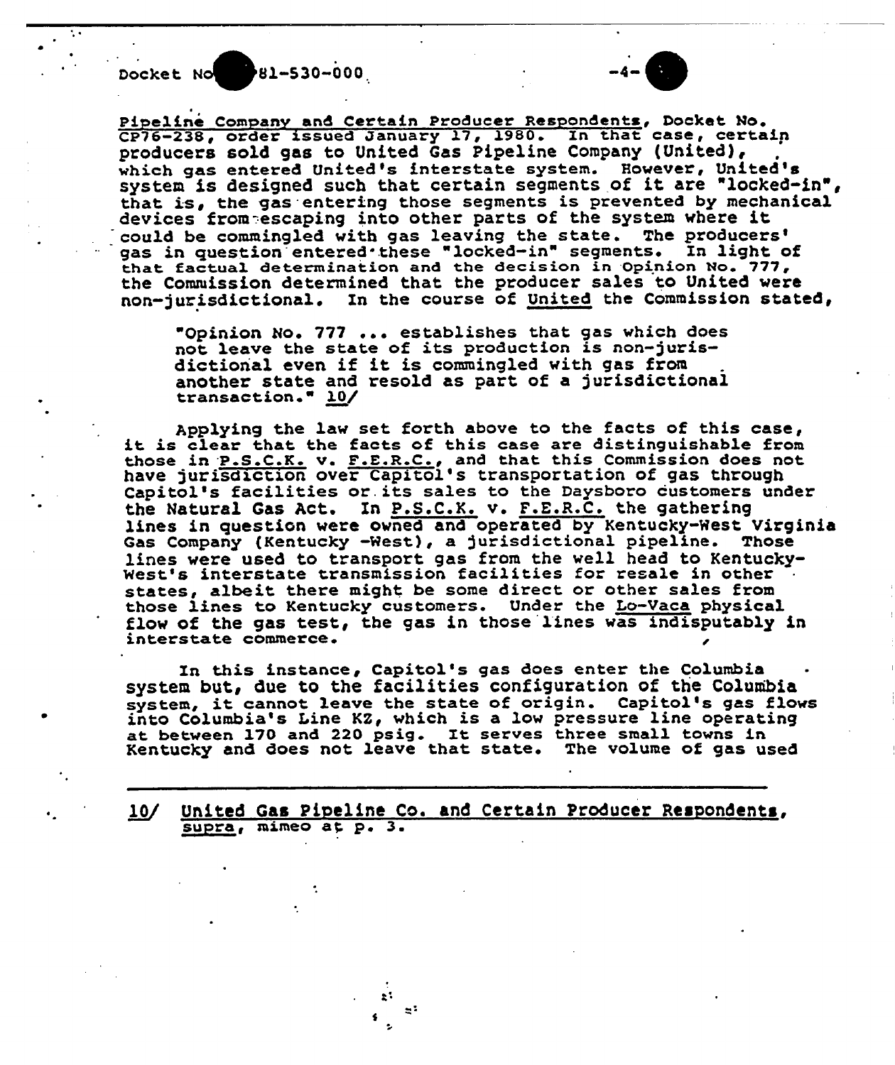Pipeline Company and Certain Producer Respondents, Docket No. CP76-238, order issued January 17, 1980. In that case, certain producers sold gas to United Gas Pipeline Company (United), which gas entered United's interstate system. However, United's system is designed such that certain segments of it are "locked-in", that is, the gas entering those segments is prevented by mechanical devices from escaping into other parts of the system where it could be commingled with gas leaving the state. The producers' gas in question entered these "locked-in" segments. In light of that factual determination and the decision in Opinion No. 777, the Commission determined that the producer sales to United were non-jurisdictional. In the course of United the Commission stated,

> "Opinion No. 777 ... establishes that gas which does not leave the state of its production is non-jurisdictional even if it is commingled with gas from another state and resold as part of a jurisdictional transaction." 10/

Applying the law set forth above to the facts of this case, it is clear that the facts of this case are distinguishable from those in P.S.C.K. v. F.E.R.C., and that this Commission does not have jurisdiction over Capitol's transportation of gas through Capitol's facilities or its sales to the Daysboro customers under the Natural Gas Act. In P.S.C.K. v. F.E.R.C. the gathering lines in question were owned and operated by Kentucky-West Virginia Gas Company (Kentucky -West), a jurisdictional pipeline. Those lines were used to transport gas from the well head to Kentucky-West's interstate transmission facilities for resale in other states, albeit there might be some direct or other sales from those lines to Kentucky customers. Under the Lo-Vaca physical flow of the gas test, the gas in those lines was indisputably in interstate commerce.

In this instance, Capitol's gas does enter the Columbia system but, due to the facilities configuration of the Columbia system, it cannot leave the state of origin. Capitol's gas flows into Columbia's Line KZ, which is a low pressure line operating at between 170 and 220 psig. It serves three small towns in Kentucky and does not leave that state. The volume of gas used

---

10/ United Gas Pipeline Co. and Certain Producer Respondents, supra, mimeo at p. 3.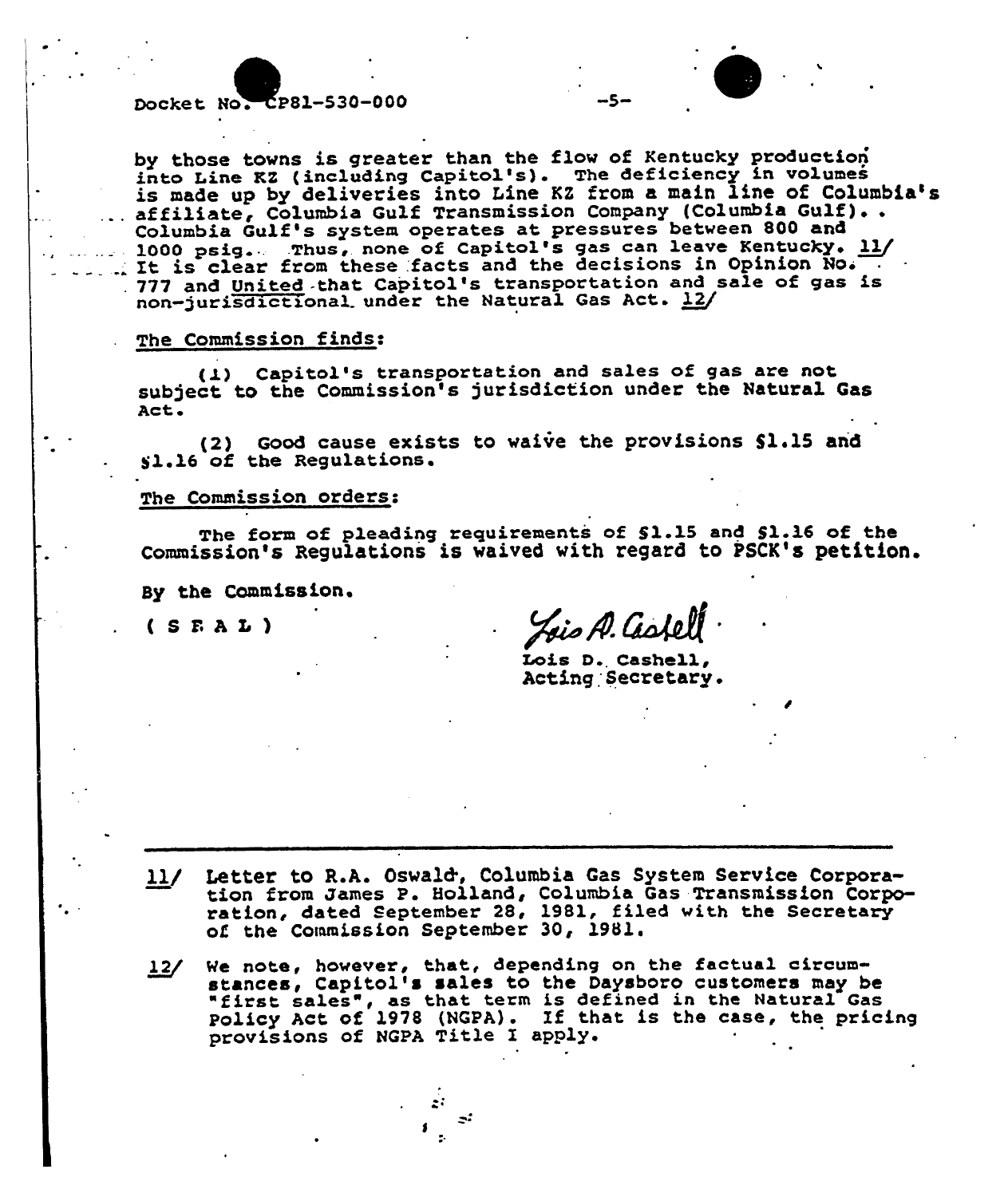by those towns is greater than the flow of Kentucky production into Line KZ (including Capitol's). The deficiency in volumes is made up by deliveries into Line KZ from a main line of Columbia's affiliate, Columbia Gulf Transmission Company (Columbia Gulf). Columbia Gulf's system operates at pressures between 800 and 1000 psig. Thus, none of Capitol's gas can leave Kentucky. 11/ It is clear from these facts and the decisions in Opinion No. 777 and United that Capitol's transportation and sale of gas is non-jurisdictional under the Natural Gas Act. 12/

The Commission finds:

(1) Capitol's transportation and sales of gas are not subject to the Commission's jurisdiction under the Natural Gas Act.

(2) Good cause exists to waive the provisions §1.15 and §1.16 of the Regulations.

The Commission orders:

The form of pleading requirements of §1.15 and §1.16 of the Commission's Regulations is waived with regard to PSCK's petition.

By the Commission.

( S E A L )

Lois D. Cashell,
Acting Secretary.

---

11/ Letter to R.A. Oswald, Columbia Gas System Service Corporation from James P. Holland, Columbia Gas Transmission Corporation, dated September 28, 1981, filed with the Secretary of the Commission September 30, 1981.

12/ We note, however, that, depending on the factual circumstances, Capitol's sales to the Daysboro customers may be "first sales", as that term is defined in the Natural Gas Policy Act of 1978 (NGPA). If that is the case, the pricing provisions of NGPA Title I apply.